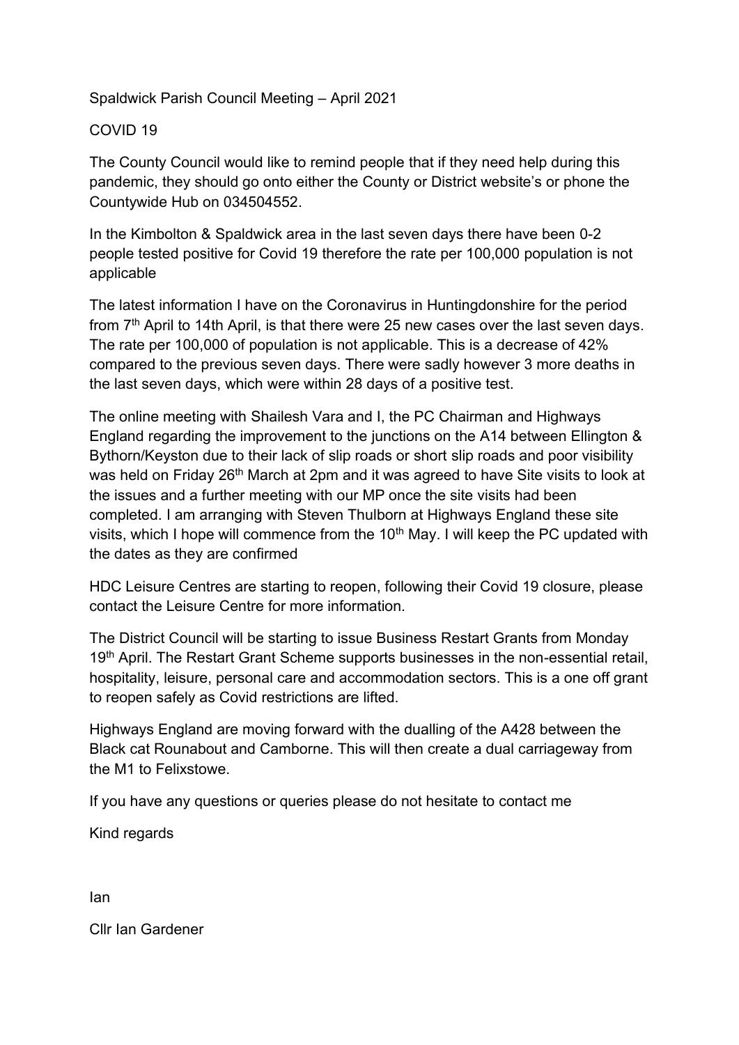Spaldwick Parish Council Meeting – April 2021

COVID 19

The County Council would like to remind people that if they need help during this pandemic, they should go onto either the County or District website's or phone the Countywide Hub on 034504552.

In the Kimbolton & Spaldwick area in the last seven days there have been 0-2 people tested positive for Covid 19 therefore the rate per 100,000 population is not applicable

The latest information I have on the Coronavirus in Huntingdonshire for the period from 7th April to 14th April, is that there were 25 new cases over the last seven days. The rate per 100,000 of population is not applicable. This is a decrease of 42% compared to the previous seven days. There were sadly however 3 more deaths in the last seven days, which were within 28 days of a positive test.

The online meeting with Shailesh Vara and I, the PC Chairman and Highways England regarding the improvement to the junctions on the A14 between Ellington & Bythorn/Keyston due to their lack of slip roads or short slip roads and poor visibility was held on Friday 26th March at 2pm and it was agreed to have Site visits to look at the issues and a further meeting with our MP once the site visits had been completed. I am arranging with Steven Thulborn at Highways England these site visits, which I hope will commence from the 10th May. I will keep the PC updated with the dates as they are confirmed

HDC Leisure Centres are starting to reopen, following their Covid 19 closure, please contact the Leisure Centre for more information.

The District Council will be starting to issue Business Restart Grants from Monday 19th April. The Restart Grant Scheme supports businesses in the non-essential retail, hospitality, leisure, personal care and accommodation sectors. This is a one off grant to reopen safely as Covid restrictions are lifted.

Highways England are moving forward with the dualling of the A428 between the Black cat Rounabout and Camborne. This will then create a dual carriageway from the M1 to Felixstowe.

If you have any questions or queries please do not hesitate to contact me

Kind regards

Ian

Cllr Ian Gardener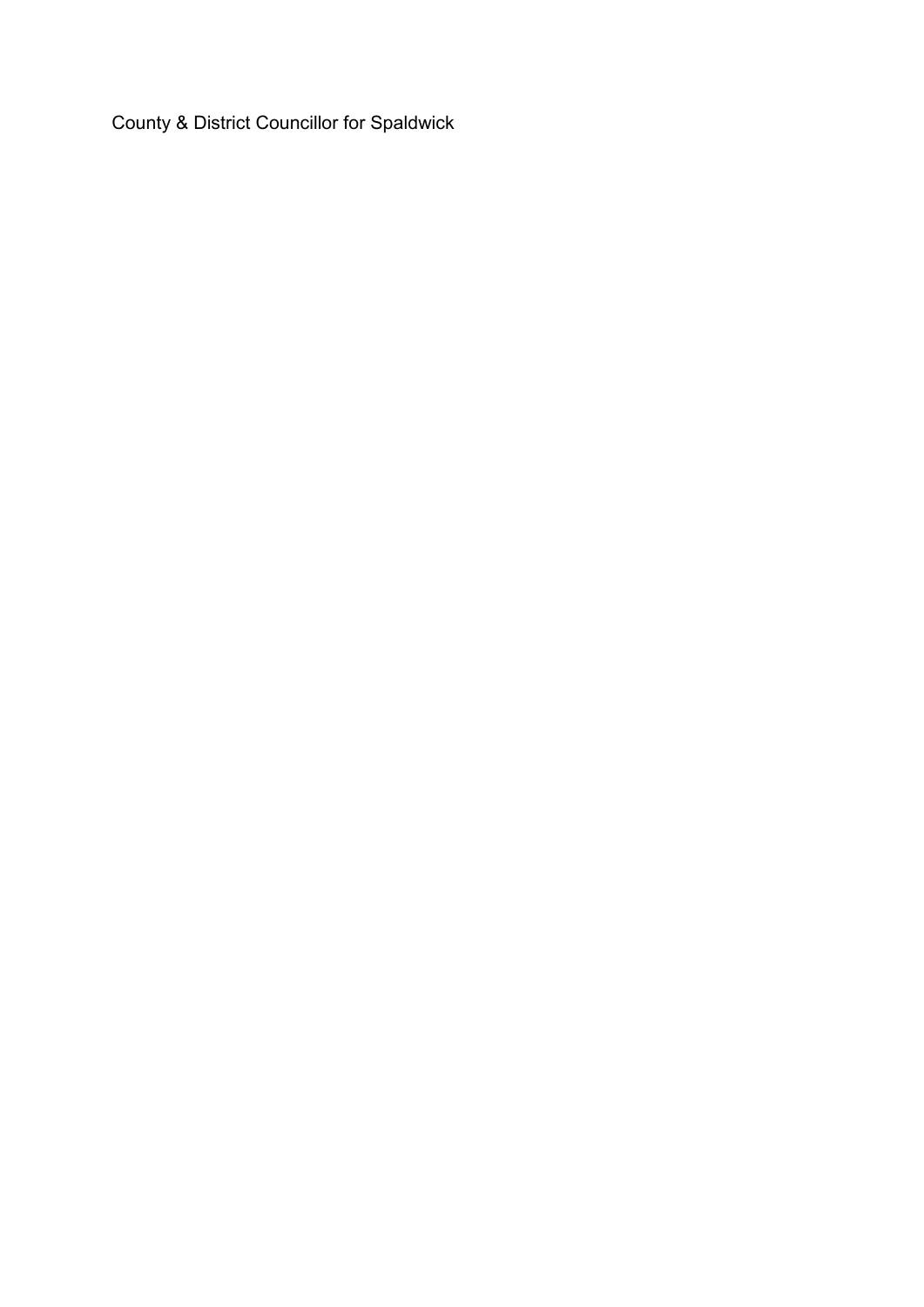County & District Councillor for Spaldwick